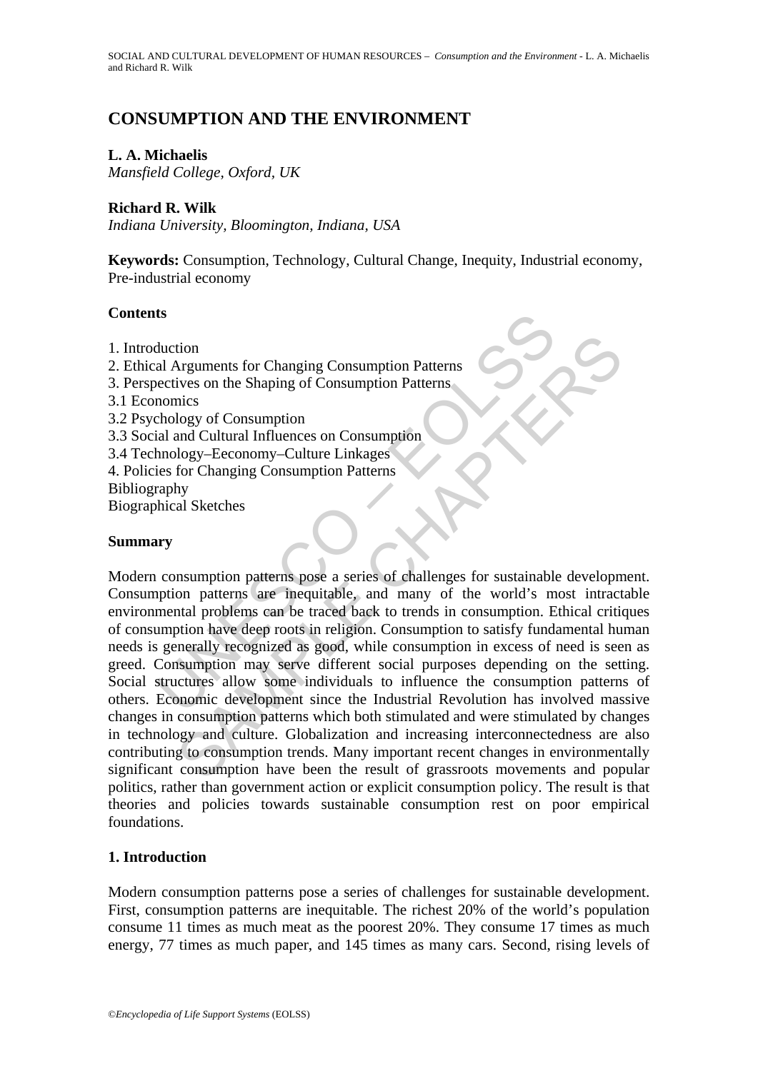# CONSUMPTION AND THE ENVIRONMENT

**L. A. Michaelis**
*Mansfield College, Oxford, UK*

**Richard R. Wilk**
*Indiana University, Bloomington, Indiana, USA*

**Keywords:** Consumption, Technology, Cultural Change, Inequity, Industrial economy, Pre-industrial economy

## Contents

1. Introduction
2. Ethical Arguments for Changing Consumption Patterns
3. Perspectives on the Shaping of Consumption Patterns
3.1 Economics
3.2 Psychology of Consumption
3.3 Social and Cultural Influences on Consumption
3.4 Technology–Eeconomy–Culture Linkages
4. Policies for Changing Consumption Patterns
Bibliography
Biographical Sketches

## Summary

Modern consumption patterns pose a series of challenges for sustainable development. Consumption patterns are inequitable, and many of the world's most intractable environmental problems can be traced back to trends in consumption. Ethical critiques of consumption have deep roots in religion. Consumption to satisfy fundamental human needs is generally recognized as good, while consumption in excess of need is seen as greed. Consumption may serve different social purposes depending on the setting. Social structures allow some individuals to influence the consumption patterns of others. Economic development since the Industrial Revolution has involved massive changes in consumption patterns which both stimulated and were stimulated by changes in technology and culture. Globalization and increasing interconnectedness are also contributing to consumption trends. Many important recent changes in environmentally significant consumption have been the result of grassroots movements and popular politics, rather than government action or explicit consumption policy. The result is that theories and policies towards sustainable consumption rest on poor empirical foundations.

## 1. Introduction

Modern consumption patterns pose a series of challenges for sustainable development. First, consumption patterns are inequitable. The richest 20% of the world's population consume 11 times as much meat as the poorest 20%. They consume 17 times as much energy, 77 times as much paper, and 145 times as many cars. Second, rising levels of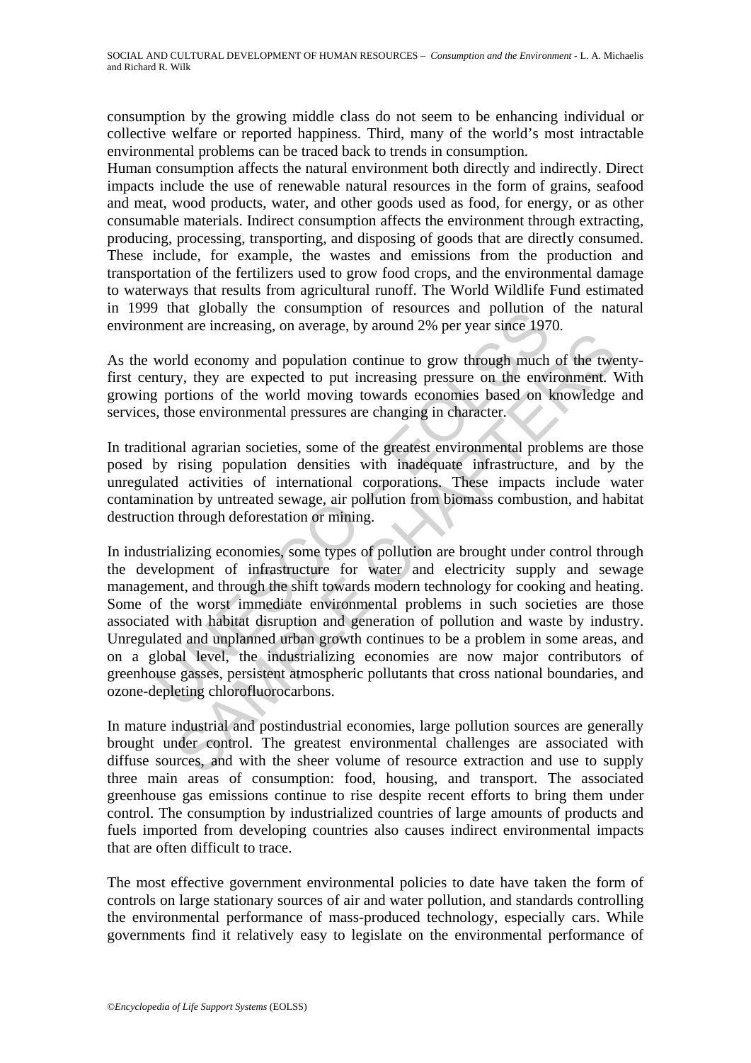consumption by the growing middle class do not seem to be enhancing individual or collective welfare or reported happiness. Third, many of the world's most intractable environmental problems can be traced back to trends in consumption.

Human consumption affects the natural environment both directly and indirectly. Direct impacts include the use of renewable natural resources in the form of grains, seafood and meat, wood products, water, and other goods used as food, for energy, or as other consumable materials. Indirect consumption affects the environment through extracting, producing, processing, transporting, and disposing of goods that are directly consumed. These include, for example, the wastes and emissions from the production and transportation of the fertilizers used to grow food crops, and the environmental damage to waterways that results from agricultural runoff. The World Wildlife Fund estimated in 1999 that globally the consumption of resources and pollution of the natural environment are increasing, on average, by around 2% per year since 1970.

As the world economy and population continue to grow through much of the twenty-first century, they are expected to put increasing pressure on the environment. With growing portions of the world moving towards economies based on knowledge and services, those environmental pressures are changing in character.

In traditional agrarian societies, some of the greatest environmental problems are those posed by rising population densities with inadequate infrastructure, and by the unregulated activities of international corporations. These impacts include water contamination by untreated sewage, air pollution from biomass combustion, and habitat destruction through deforestation or mining.

In industrializing economies, some types of pollution are brought under control through the development of infrastructure for water and electricity supply and sewage management, and through the shift towards modern technology for cooking and heating. Some of the worst immediate environmental problems in such societies are those associated with habitat disruption and generation of pollution and waste by industry. Unregulated and unplanned urban growth continues to be a problem in some areas, and on a global level, the industrializing economies are now major contributors of greenhouse gasses, persistent atmospheric pollutants that cross national boundaries, and ozone-depleting chlorofluorocarbons.

In mature industrial and postindustrial economies, large pollution sources are generally brought under control. The greatest environmental challenges are associated with diffuse sources, and with the sheer volume of resource extraction and use to supply three main areas of consumption: food, housing, and transport. The associated greenhouse gas emissions continue to rise despite recent efforts to bring them under control. The consumption by industrialized countries of large amounts of products and fuels imported from developing countries also causes indirect environmental impacts that are often difficult to trace.

The most effective government environmental policies to date have taken the form of controls on large stationary sources of air and water pollution, and standards controlling the environmental performance of mass-produced technology, especially cars. While governments find it relatively easy to legislate on the environmental performance of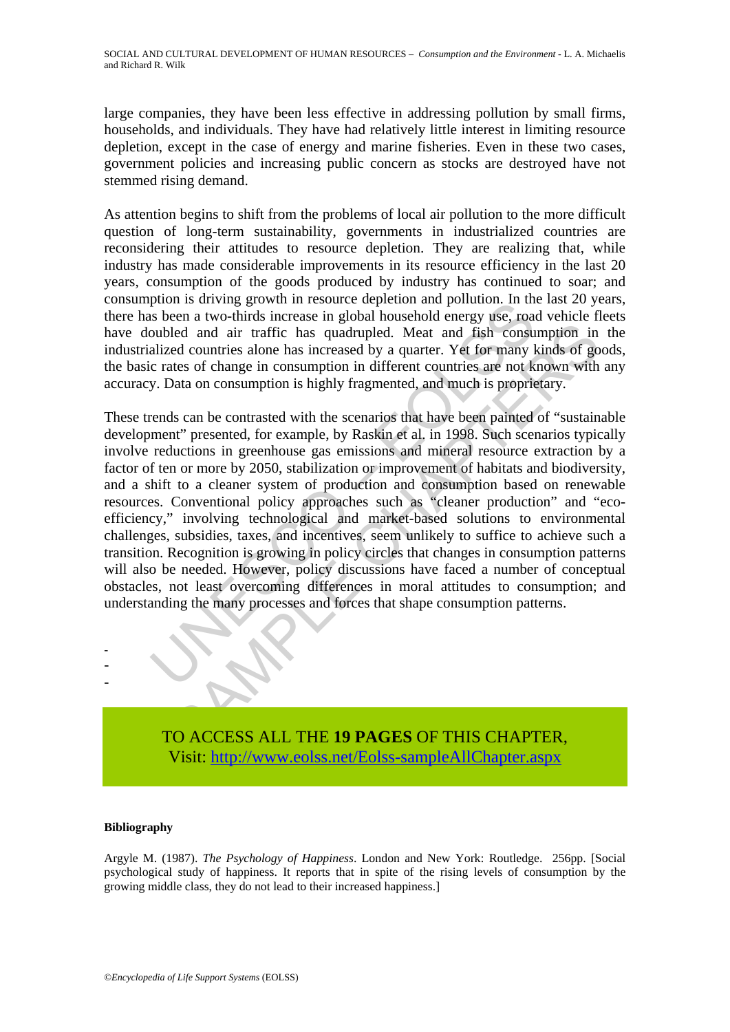large companies, they have been less effective in addressing pollution by small firms, households, and individuals. They have had relatively little interest in limiting resource depletion, except in the case of energy and marine fisheries. Even in these two cases, government policies and increasing public concern as stocks are destroyed have not stemmed rising demand.

As attention begins to shift from the problems of local air pollution to the more difficult question of long-term sustainability, governments in industrialized countries are reconsidering their attitudes to resource depletion. They are realizing that, while industry has made considerable improvements in its resource efficiency in the last 20 years, consumption of the goods produced by industry has continued to soar; and consumption is driving growth in resource depletion and pollution. In the last 20 years, there has been a two-thirds increase in global household energy use, road vehicle fleets have doubled and air traffic has quadrupled. Meat and fish consumption in the industrialized countries alone has increased by a quarter. Yet for many kinds of goods, the basic rates of change in consumption in different countries are not known with any accuracy. Data on consumption is highly fragmented, and much is proprietary.

These trends can be contrasted with the scenarios that have been painted of "sustainable development" presented, for example, by Raskin et al. in 1998. Such scenarios typically involve reductions in greenhouse gas emissions and mineral resource extraction by a factor of ten or more by 2050, stabilization or improvement of habitats and biodiversity, and a shift to a cleaner system of production and consumption based on renewable resources. Conventional policy approaches such as "cleaner production" and "eco-efficiency," involving technological and market-based solutions to environmental challenges, subsidies, taxes, and incentives, seem unlikely to suffice to achieve such a transition. Recognition is growing in policy circles that changes in consumption patterns will also be needed. However, policy discussions have faced a number of conceptual obstacles, not least overcoming differences in moral attitudes to consumption; and understanding the many processes and forces that shape consumption patterns.

-
-
-

TO ACCESS ALL THE **19 PAGES** OF THIS CHAPTER,
Visit: http://www.eolss.net/Eolss-sampleAllChapter.aspx

**Bibliography**

Argyle M. (1987). *The Psychology of Happiness*. London and New York: Routledge. 256pp. [Social psychological study of happiness. It reports that in spite of the rising levels of consumption by the growing middle class, they do not lead to their increased happiness.]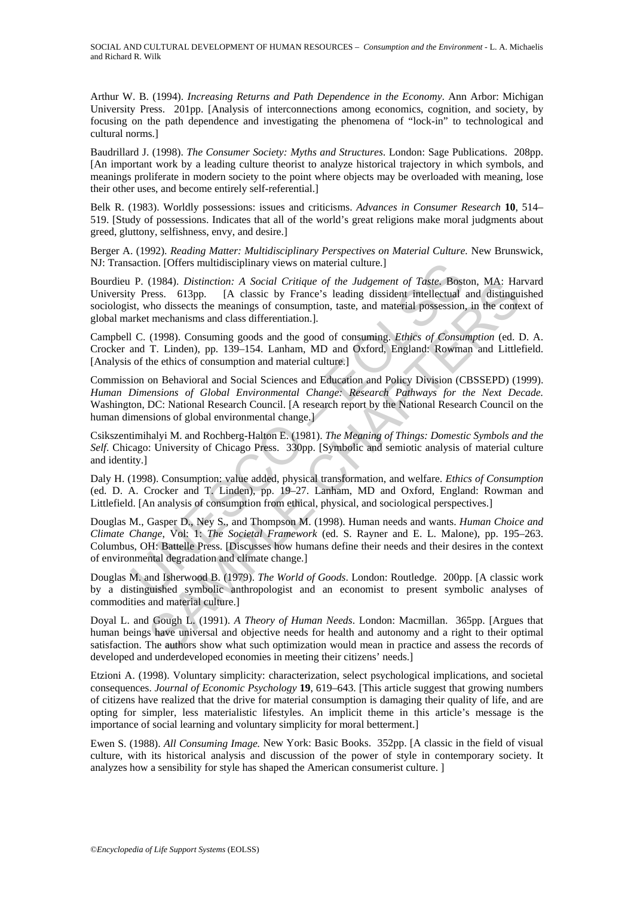Arthur W. B. (1994). *Increasing Returns and Path Dependence in the Economy*. Ann Arbor: Michigan University Press. 201pp. [Analysis of interconnections among economics, cognition, and society, by focusing on the path dependence and investigating the phenomena of "lock-in" to technological and cultural norms.]

Baudrillard J. (1998). *The Consumer Society: Myths and Structures*. London: Sage Publications. 208pp. [An important work by a leading culture theorist to analyze historical trajectory in which symbols, and meanings proliferate in modern society to the point where objects may be overloaded with meaning, lose their other uses, and become entirely self-referential.]

Belk R. (1983). Worldly possessions: issues and criticisms. *Advances in Consumer Research* **10**, 514–519. [Study of possessions. Indicates that all of the world's great religions make moral judgments about greed, gluttony, selfishness, envy, and desire.]

Berger A. (1992). *Reading Matter: Multidisciplinary Perspectives on Material Culture*. New Brunswick, NJ: Transaction. [Offers multidisciplinary views on material culture.]

Bourdieu P. (1984). *Distinction: A Social Critique of the Judgement of Taste*. Boston, MA: Harvard University Press. 613pp. [A classic by France's leading dissident intellectual and distinguished sociologist, who dissects the meanings of consumption, taste, and material possession, in the context of global market mechanisms and class differentiation.].

Campbell C. (1998). Consuming goods and the good of consuming. *Ethics of Consumption* (ed. D. A. Crocker and T. Linden), pp. 139–154. Lanham, MD and Oxford, England: Rowman and Littlefield. [Analysis of the ethics of consumption and material culture.]

Commission on Behavioral and Social Sciences and Education and Policy Division (CBSSEPD) (1999). *Human Dimensions of Global Environmental Change: Research Pathways for the Next Decade*. Washington, DC: National Research Council. [A research report by the National Research Council on the human dimensions of global environmental change.]

Csikszentimihalyi M. and Rochberg-Halton E. (1981). *The Meaning of Things: Domestic Symbols and the Self*. Chicago: University of Chicago Press. 330pp. [Symbolic and semiotic analysis of material culture and identity.]

Daly H. (1998). Consumption: value added, physical transformation, and welfare. *Ethics of Consumption* (ed. D. A. Crocker and T. Linden), pp. 19–27. Lanham, MD and Oxford, England: Rowman and Littlefield. [An analysis of consumption from ethical, physical, and sociological perspectives.]

Douglas M., Gasper D., Ney S., and Thompson M. (1998). Human needs and wants. *Human Choice and Climate Change*, Vol: 1: *The Societal Framework* (ed. S. Rayner and E. L. Malone), pp. 195–263. Columbus, OH: Battelle Press. [Discusses how humans define their needs and their desires in the context of environmental degradation and climate change.]

Douglas M. and Isherwood B. (1979). *The World of Goods*. London: Routledge. 200pp. [A classic work by a distinguished symbolic anthropologist and an economist to present symbolic analyses of commodities and material culture.]

Doyal L. and Gough L. (1991). *A Theory of Human Needs*. London: Macmillan. 365pp. [Argues that human beings have universal and objective needs for health and autonomy and a right to their optimal satisfaction. The authors show what such optimization would mean in practice and assess the records of developed and underdeveloped economies in meeting their citizens' needs.]

Etzioni A. (1998). Voluntary simplicity: characterization, select psychological implications, and societal consequences. *Journal of Economic Psychology* **19**, 619–643. [This article suggest that growing numbers of citizens have realized that the drive for material consumption is damaging their quality of life, and are opting for simpler, less materialistic lifestyles. An implicit theme in this article's message is the importance of social learning and voluntary simplicity for moral betterment.]

Ewen S. (1988). *All Consuming Image*. New York: Basic Books. 352pp. [A classic in the field of visual culture, with its historical analysis and discussion of the power of style in contemporary society. It analyzes how a sensibility for style has shaped the American consumerist culture. ]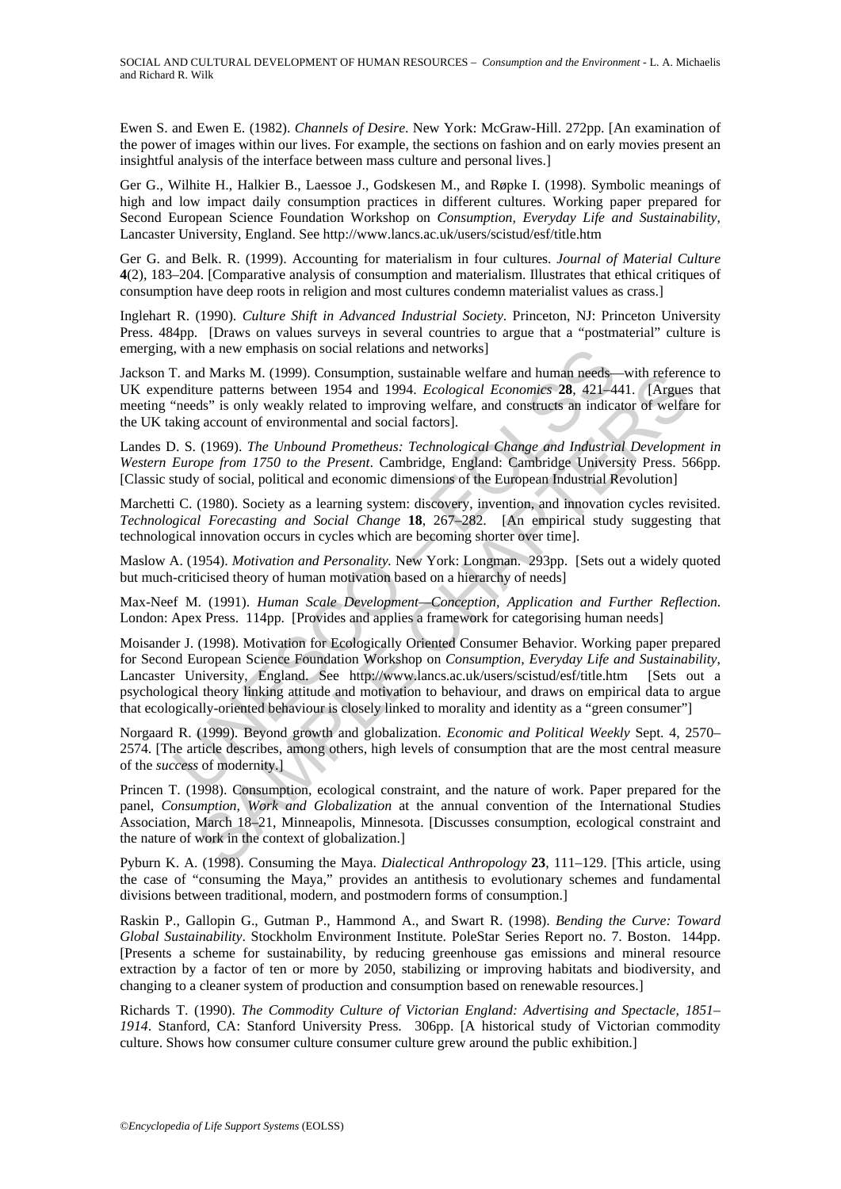Ewen S. and Ewen E. (1982). *Channels of Desire*. New York: McGraw-Hill. 272pp. [An examination of the power of images within our lives. For example, the sections on fashion and on early movies present an insightful analysis of the interface between mass culture and personal lives.]

Ger G., Wilhite H., Halkier B., Laessoe J., Godskesen M., and Røpke I. (1998). Symbolic meanings of high and low impact daily consumption practices in different cultures. Working paper prepared for Second European Science Foundation Workshop on *Consumption, Everyday Life and Sustainability*, Lancaster University, England. See http://www.lancs.ac.uk/users/scistud/esf/title.htm

Ger G. and Belk. R. (1999). Accounting for materialism in four cultures. *Journal of Material Culture* **4**(2), 183–204. [Comparative analysis of consumption and materialism. Illustrates that ethical critiques of consumption have deep roots in religion and most cultures condemn materialist values as crass.]

Inglehart R. (1990). *Culture Shift in Advanced Industrial Society*. Princeton, NJ: Princeton University Press. 484pp. [Draws on values surveys in several countries to argue that a "postmaterial" culture is emerging, with a new emphasis on social relations and networks]

Jackson T. and Marks M. (1999). Consumption, sustainable welfare and human needs—with reference to UK expenditure patterns between 1954 and 1994. *Ecological Economics* **28**, 421–441. [Argues that meeting "needs" is only weakly related to improving welfare, and constructs an indicator of welfare for the UK taking account of environmental and social factors].

Landes D. S. (1969). *The Unbound Prometheus: Technological Change and Industrial Development in Western Europe from 1750 to the Present*. Cambridge, England: Cambridge University Press. 566pp. [Classic study of social, political and economic dimensions of the European Industrial Revolution]

Marchetti C. (1980). Society as a learning system: discovery, invention, and innovation cycles revisited. *Technological Forecasting and Social Change* **18**, 267–282. [An empirical study suggesting that technological innovation occurs in cycles which are becoming shorter over time].

Maslow A. (1954). *Motivation and Personality*. New York: Longman. 293pp. [Sets out a widely quoted but much-criticised theory of human motivation based on a hierarchy of needs]

Max-Neef M. (1991). *Human Scale Development—Conception, Application and Further Reflection*. London: Apex Press. 114pp. [Provides and applies a framework for categorising human needs]

Moisander J. (1998). Motivation for Ecologically Oriented Consumer Behavior. Working paper prepared for Second European Science Foundation Workshop on *Consumption, Everyday Life and Sustainability*, Lancaster University, England. See http://www.lancs.ac.uk/users/scistud/esf/title.htm [Sets out a psychological theory linking attitude and motivation to behaviour, and draws on empirical data to argue that ecologically-oriented behaviour is closely linked to morality and identity as a "green consumer"]

Norgaard R. (1999). Beyond growth and globalization. *Economic and Political Weekly* Sept. 4, 2570–2574. [The article describes, among others, high levels of consumption that are the most central measure of the *success* of modernity.]

Princen T. (1998). Consumption, ecological constraint, and the nature of work. Paper prepared for the panel, *Consumption, Work and Globalization* at the annual convention of the International Studies Association, March 18–21, Minneapolis, Minnesota. [Discusses consumption, ecological constraint and the nature of work in the context of globalization.]

Pyburn K. A. (1998). Consuming the Maya. *Dialectical Anthropology* **23**, 111–129. [This article, using the case of "consuming the Maya," provides an antithesis to evolutionary schemes and fundamental divisions between traditional, modern, and postmodern forms of consumption.]

Raskin P., Gallopin G., Gutman P., Hammond A., and Swart R. (1998). *Bending the Curve: Toward Global Sustainability*. Stockholm Environment Institute. PoleStar Series Report no. 7. Boston. 144pp. [Presents a scheme for sustainability, by reducing greenhouse gas emissions and mineral resource extraction by a factor of ten or more by 2050, stabilizing or improving habitats and biodiversity, and changing to a cleaner system of production and consumption based on renewable resources.]

Richards T. (1990). *The Commodity Culture of Victorian England: Advertising and Spectacle, 1851–1914*. Stanford, CA: Stanford University Press. 306pp. [A historical study of Victorian commodity culture. Shows how consumer culture consumer culture grew around the public exhibition.]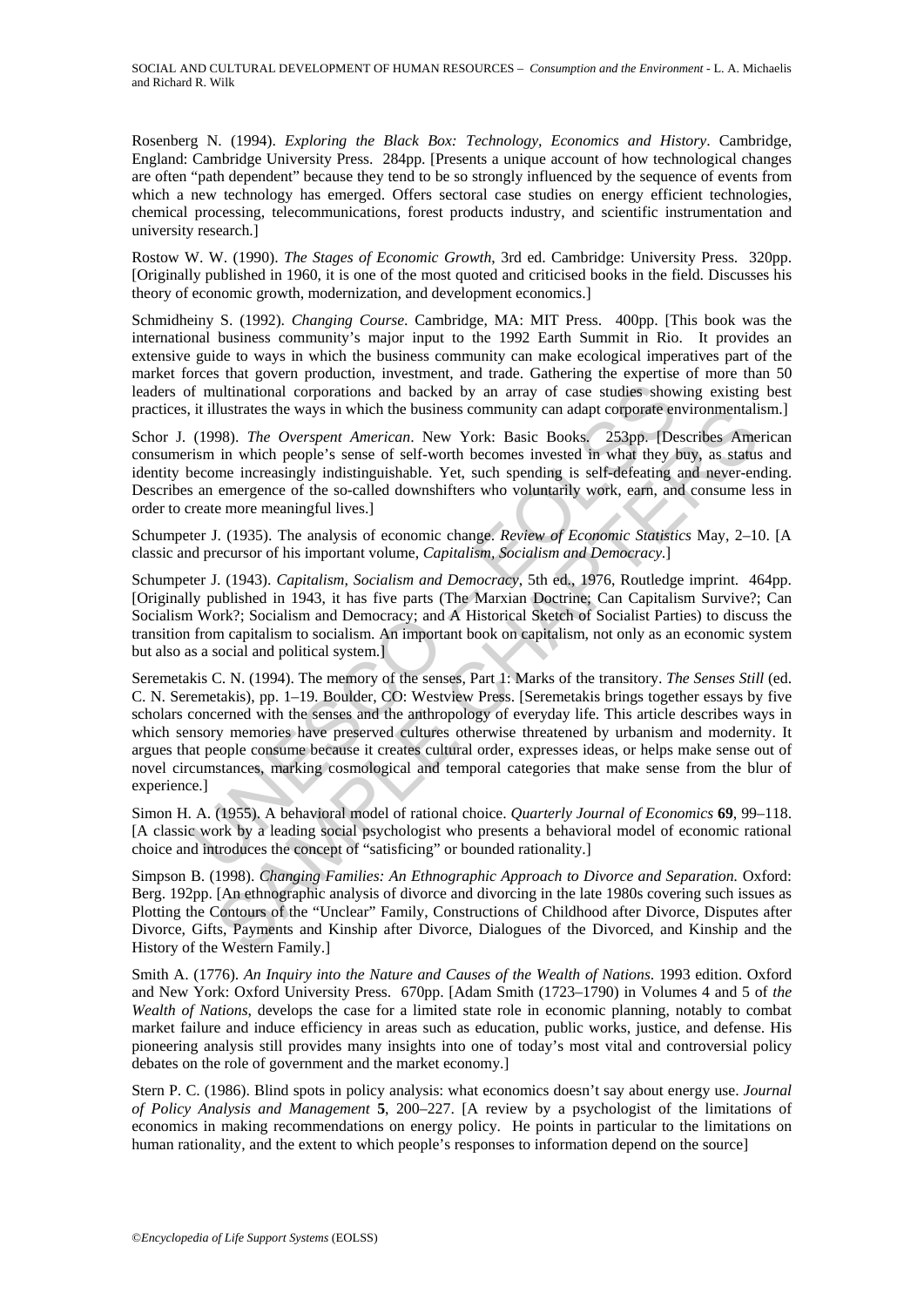Rosenberg N. (1994). *Exploring the Black Box: Technology, Economics and History*. Cambridge, England: Cambridge University Press. 284pp. [Presents a unique account of how technological changes are often "path dependent" because they tend to be so strongly influenced by the sequence of events from which a new technology has emerged. Offers sectoral case studies on energy efficient technologies, chemical processing, telecommunications, forest products industry, and scientific instrumentation and university research.]

Rostow W. W. (1990). *The Stages of Economic Growth*, 3rd ed. Cambridge: University Press. 320pp. [Originally published in 1960, it is one of the most quoted and criticised books in the field. Discusses his theory of economic growth, modernization, and development economics.]

Schmidheiny S. (1992). *Changing Course*. Cambridge, MA: MIT Press. 400pp. [This book was the international business community's major input to the 1992 Earth Summit in Rio. It provides an extensive guide to ways in which the business community can make ecological imperatives part of the market forces that govern production, investment, and trade. Gathering the expertise of more than 50 leaders of multinational corporations and backed by an array of case studies showing existing best practices, it illustrates the ways in which the business community can adapt corporate environmentalism.]

Schor J. (1998). *The Overspent American*. New York: Basic Books. 253pp. [Describes American consumerism in which people's sense of self-worth becomes invested in what they buy, as status and identity become increasingly indistinguishable. Yet, such spending is self-defeating and never-ending. Describes an emergence of the so-called downshifters who voluntarily work, earn, and consume less in order to create more meaningful lives.]

Schumpeter J. (1935). The analysis of economic change. *Review of Economic Statistics* May, 2–10. [A classic and precursor of his important volume, *Capitalism, Socialism and Democracy*.]

Schumpeter J. (1943). *Capitalism, Socialism and Democracy*, 5th ed., 1976, Routledge imprint. 464pp. [Originally published in 1943, it has five parts (The Marxian Doctrine; Can Capitalism Survive?; Can Socialism Work?; Socialism and Democracy; and A Historical Sketch of Socialist Parties) to discuss the transition from capitalism to socialism. An important book on capitalism, not only as an economic system but also as a social and political system.]

Seremetakis C. N. (1994). The memory of the senses, Part 1: Marks of the transitory. *The Senses Still* (ed. C. N. Seremetakis), pp. 1–19. Boulder, CO: Westview Press. [Seremetakis brings together essays by five scholars concerned with the senses and the anthropology of everyday life. This article describes ways in which sensory memories have preserved cultures otherwise threatened by urbanism and modernity. It argues that people consume because it creates cultural order, expresses ideas, or helps make sense out of novel circumstances, marking cosmological and temporal categories that make sense from the blur of experience.]

Simon H. A. (1955). A behavioral model of rational choice. *Quarterly Journal of Economics* **69**, 99–118. [A classic work by a leading social psychologist who presents a behavioral model of economic rational choice and introduces the concept of "satisficing" or bounded rationality.]

Simpson B. (1998). *Changing Families: An Ethnographic Approach to Divorce and Separation.* Oxford: Berg. 192pp. [An ethnographic analysis of divorce and divorcing in the late 1980s covering such issues as Plotting the Contours of the "Unclear" Family, Constructions of Childhood after Divorce, Disputes after Divorce, Gifts, Payments and Kinship after Divorce, Dialogues of the Divorced, and Kinship and the History of the Western Family.]

Smith A. (1776). *An Inquiry into the Nature and Causes of the Wealth of Nations*. 1993 edition. Oxford and New York: Oxford University Press. 670pp. [Adam Smith (1723–1790) in Volumes 4 and 5 of *the Wealth of Nations*, develops the case for a limited state role in economic planning, notably to combat market failure and induce efficiency in areas such as education, public works, justice, and defense. His pioneering analysis still provides many insights into one of today's most vital and controversial policy debates on the role of government and the market economy.]

Stern P. C. (1986). Blind spots in policy analysis: what economics doesn't say about energy use. *Journal of Policy Analysis and Management* **5**, 200–227. [A review by a psychologist of the limitations of economics in making recommendations on energy policy. He points in particular to the limitations on human rationality, and the extent to which people's responses to information depend on the source]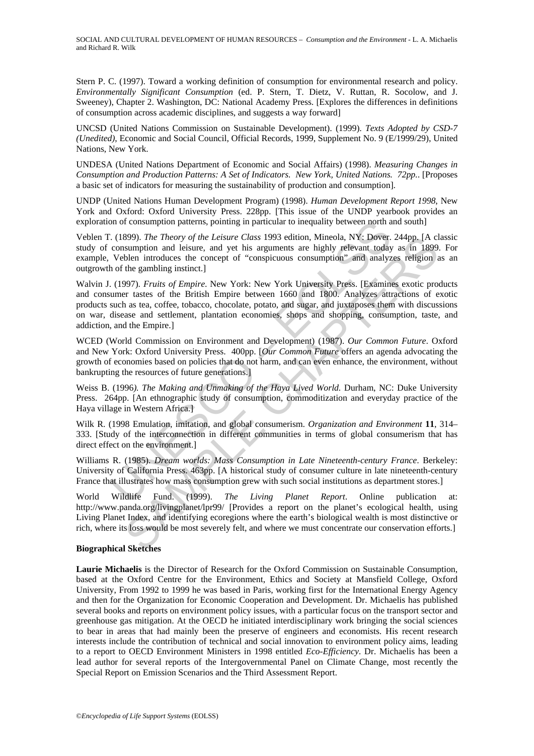Stern P. C. (1997). Toward a working definition of consumption for environmental research and policy. *Environmentally Significant Consumption* (ed. P. Stern, T. Dietz, V. Ruttan, R. Socolow, and J. Sweeney), Chapter 2. Washington, DC: National Academy Press. [Explores the differences in definitions of consumption across academic disciplines, and suggests a way forward]

UNCSD (United Nations Commission on Sustainable Development). (1999). *Texts Adopted by CSD-7 (Unedited)*, Economic and Social Council, Official Records, 1999, Supplement No. 9 (E/1999/29), United Nations, New York.

UNDESA (United Nations Department of Economic and Social Affairs) (1998). *Measuring Changes in Consumption and Production Patterns: A Set of Indicators. New York, United Nations. 72pp.*. [Proposes a basic set of indicators for measuring the sustainability of production and consumption].

UNDP (United Nations Human Development Program) (1998). *Human Development Report 1998*, New York and Oxford: Oxford University Press. 228pp. [This issue of the UNDP yearbook provides an exploration of consumption patterns, pointing in particular to inequality between north and south]

Veblen T. (1899). *The Theory of the Leisure Class* 1993 edition, Mineola, NY: Dover. 244pp. [A classic study of consumption and leisure, and yet his arguments are highly relevant today as in 1899. For example, Veblen introduces the concept of "conspicuous consumption" and analyzes religion as an outgrowth of the gambling instinct.]

Walvin J. (1997). *Fruits of Empire*. New York: New York University Press. [Examines exotic products and consumer tastes of the British Empire between 1660 and 1800. Analyzes attractions of exotic products such as tea, coffee, tobacco, chocolate, potato, and sugar, and juxtaposes them with discussions on war, disease and settlement, plantation economies, shops and shopping, consumption, taste, and addiction, and the Empire.]

WCED (World Commission on Environment and Development) (1987). *Our Common Future*. Oxford and New York: Oxford University Press. 400pp. [*Our Common Future* offers an agenda advocating the growth of economies based on policies that do not harm, and can even enhance, the environment, without bankrupting the resources of future generations.]

Weiss B. (1996*). The Making and Unmaking of the Haya Lived World*. Durham, NC: Duke University Press. 264pp. [An ethnographic study of consumption, commoditization and everyday practice of the Haya village in Western Africa.]

Wilk R. (1998 Emulation, imitation, and global consumerism. *Organization and Environment* **11**, 314–333. [Study of the interconnection in different communities in terms of global consumerism that has direct effect on the environment.]

Williams R. (1985). *Dream worlds: Mass Consumption in Late Nineteenth-century France*. Berkeley: University of California Press. 463pp. [A historical study of consumer culture in late nineteenth-century France that illustrates how mass consumption grew with such social institutions as department stores.]

World Wildlife Fund. (1999). *The Living Planet Report*. Online publication at: http://www.panda.org/livingplanet/lpr99/ [Provides a report on the planet's ecological health, using Living Planet Index, and identifying ecoregions where the earth's biological wealth is most distinctive or rich, where its loss would be most severely felt, and where we must concentrate our conservation efforts.]

**Biographical Sketches**

**Laurie Michaelis** is the Director of Research for the Oxford Commission on Sustainable Consumption, based at the Oxford Centre for the Environment, Ethics and Society at Mansfield College, Oxford University, From 1992 to 1999 he was based in Paris, working first for the International Energy Agency and then for the Organization for Economic Cooperation and Development. Dr. Michaelis has published several books and reports on environment policy issues, with a particular focus on the transport sector and greenhouse gas mitigation. At the OECD he initiated interdisciplinary work bringing the social sciences to bear in areas that had mainly been the preserve of engineers and economists. His recent research interests include the contribution of technical and social innovation to environment policy aims, leading to a report to OECD Environment Ministers in 1998 entitled *Eco-Efficiency*. Dr. Michaelis has been a lead author for several reports of the Intergovernmental Panel on Climate Change, most recently the Special Report on Emission Scenarios and the Third Assessment Report.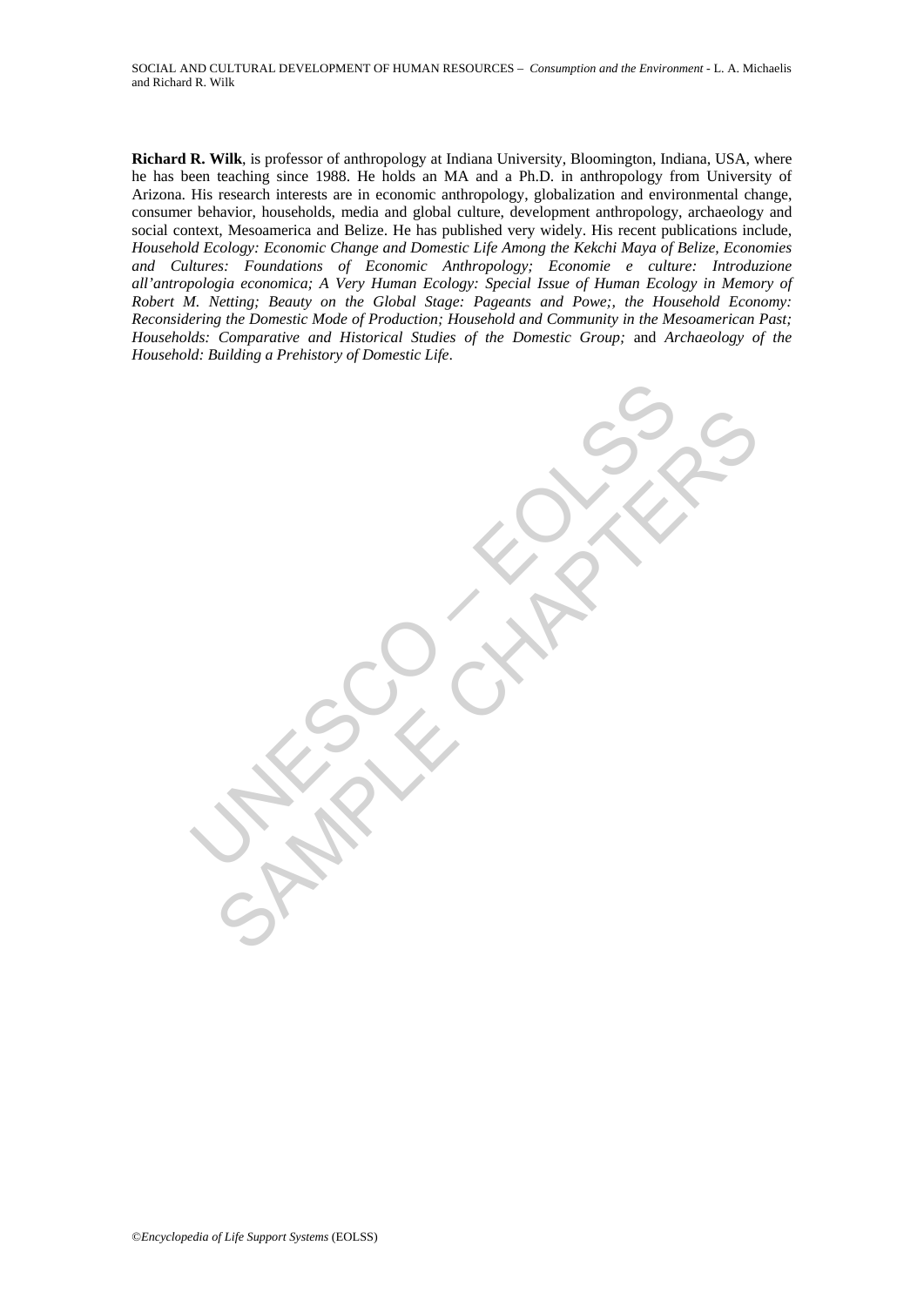**Richard R. Wilk**, is professor of anthropology at Indiana University, Bloomington, Indiana, USA, where he has been teaching since 1988. He holds an MA and a Ph.D. in anthropology from University of Arizona. His research interests are in economic anthropology, globalization and environmental change, consumer behavior, households, media and global culture, development anthropology, archaeology and social context, Mesoamerica and Belize. He has published very widely. His recent publications include, *Household Ecology: Economic Change and Domestic Life Among the Kekchi Maya of Belize, Economies and Cultures: Foundations of Economic Anthropology; Economie e culture: Introduzione all'antropologia economica; A Very Human Ecology: Special Issue of Human Ecology in Memory of Robert M. Netting; Beauty on the Global Stage: Pageants and Powe;, the Household Economy: Reconsidering the Domestic Mode of Production; Household and Community in the Mesoamerican Past; Households: Comparative and Historical Studies of the Domestic Group;* and *Archaeology of the Household: Building a Prehistory of Domestic Life*.